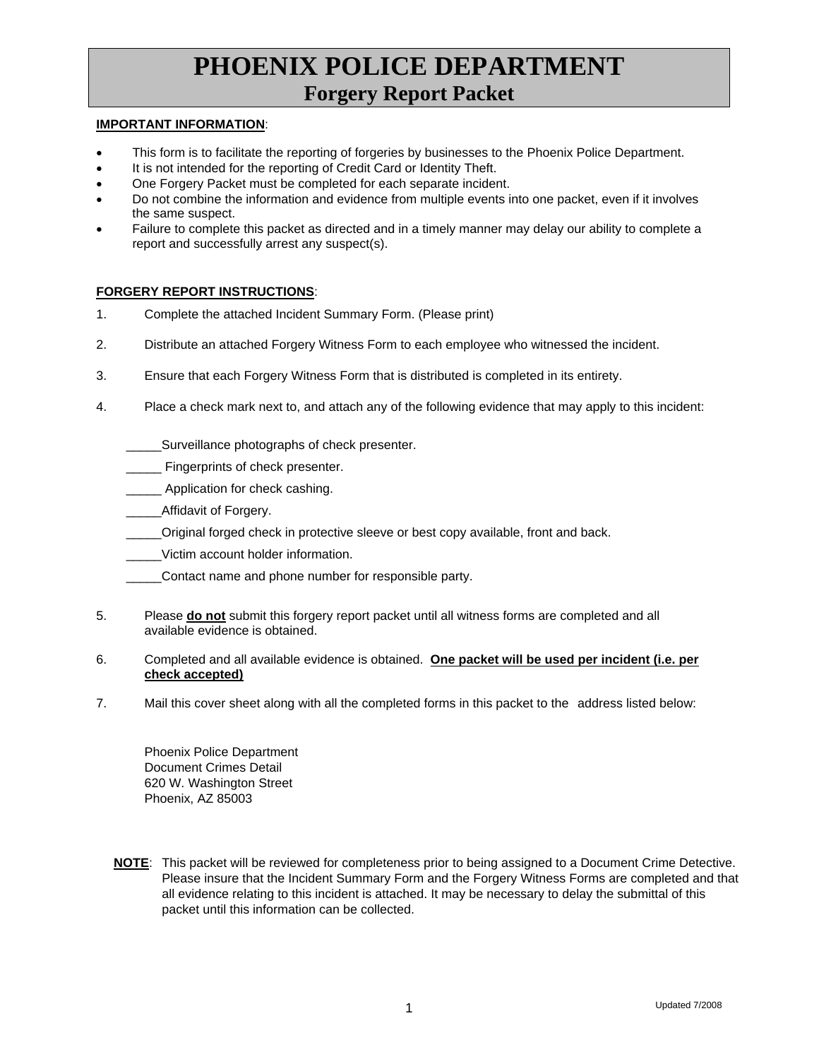# PHOENIX POLICE DEPARTMENT
## Forgery Report Packet

**IMPORTANT INFORMATION**:

- This form is to facilitate the reporting of forgeries by businesses to the Phoenix Police Department.
- It is not intended for the reporting of Credit Card or Identity Theft.
- One Forgery Packet must be completed for each separate incident.
- Do not combine the information and evidence from multiple events into one packet, even if it involves the same suspect.
- Failure to complete this packet as directed and in a timely manner may delay our ability to complete a report and successfully arrest any suspect(s).

**FORGERY REPORT INSTRUCTIONS**:

1. Complete the attached Incident Summary Form. (Please print)
2. Distribute an attached Forgery Witness Form to each employee who witnessed the incident.
3. Ensure that each Forgery Witness Form that is distributed is completed in its entirety.
4. Place a check mark next to, and attach any of the following evidence that may apply to this incident:

   _____Surveillance photographs of check presenter.
   
   _____ Fingerprints of check presenter.
   
   _____ Application for check cashing.
   
   _____Affidavit of Forgery.
   
   _____Original forged check in protective sleeve or best copy available, front and back.
   
   _____Victim account holder information.
   
   _____Contact name and phone number for responsible party.

5. Please **do not** submit this forgery report packet until all witness forms are completed and all available evidence is obtained.
6. Completed and all available evidence is obtained. **One packet will be used per incident (i.e. per check accepted)**
7. Mail this cover sheet along with all the completed forms in this packet to the address listed below:

   Phoenix Police Department
   Document Crimes Detail
   620 W. Washington Street
   Phoenix, AZ 85003

**NOTE**: This packet will be reviewed for completeness prior to being assigned to a Document Crime Detective. Please insure that the Incident Summary Form and the Forgery Witness Forms are completed and that all evidence relating to this incident is attached. It may be necessary to delay the submittal of this packet until this information can be collected.

Updated 7/2008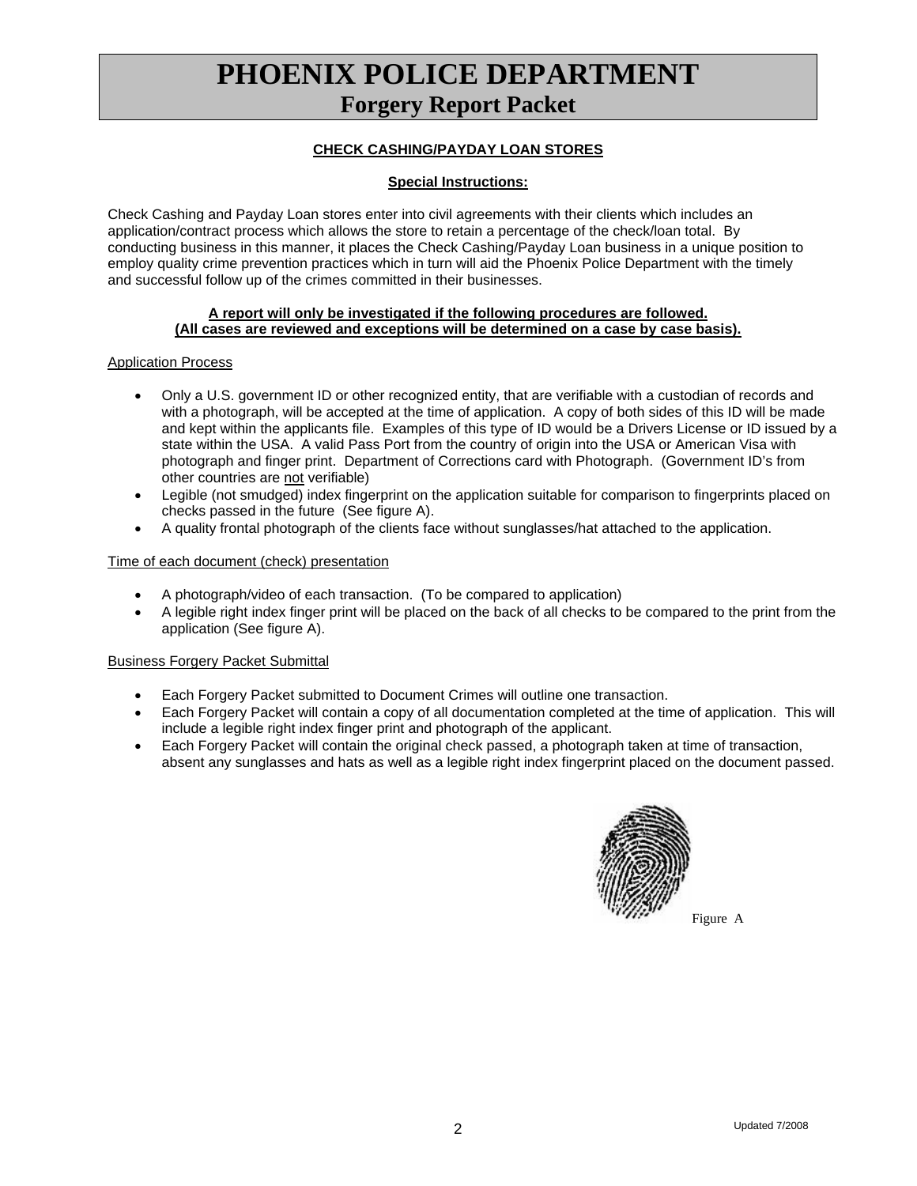# PHOENIX POLICE DEPARTMENT
## Forgery Report Packet

**CHECK CASHING/PAYDAY LOAN STORES**

**Special Instructions:**

Check Cashing and Payday Loan stores enter into civil agreements with their clients which includes an application/contract process which allows the store to retain a percentage of the check/loan total. By conducting business in this manner, it places the Check Cashing/Payday Loan business in a unique position to employ quality crime prevention practices which in turn will aid the Phoenix Police Department with the timely and successful follow up of the crimes committed in their businesses.

**A report will only be investigated if the following procedures are followed.**
**(All cases are reviewed and exceptions will be determined on a case by case basis).**

Application Process

- Only a U.S. government ID or other recognized entity, that are verifiable with a custodian of records and with a photograph, will be accepted at the time of application. A copy of both sides of this ID will be made and kept within the applicants file. Examples of this type of ID would be a Drivers License or ID issued by a state within the USA. A valid Pass Port from the country of origin into the USA or American Visa with photograph and finger print. Department of Corrections card with Photograph. (Government ID's from other countries are not verifiable)
- Legible (not smudged) index fingerprint on the application suitable for comparison to fingerprints placed on checks passed in the future (See figure A).
- A quality frontal photograph of the clients face without sunglasses/hat attached to the application.

Time of each document (check) presentation

- A photograph/video of each transaction. (To be compared to application)
- A legible right index finger print will be placed on the back of all checks to be compared to the print from the application (See figure A).

Business Forgery Packet Submittal

- Each Forgery Packet submitted to Document Crimes will outline one transaction.
- Each Forgery Packet will contain a copy of all documentation completed at the time of application. This will include a legible right index finger print and photograph of the applicant.
- Each Forgery Packet will contain the original check passed, a photograph taken at time of transaction, absent any sunglasses and hats as well as a legible right index fingerprint placed on the document passed.

Figure A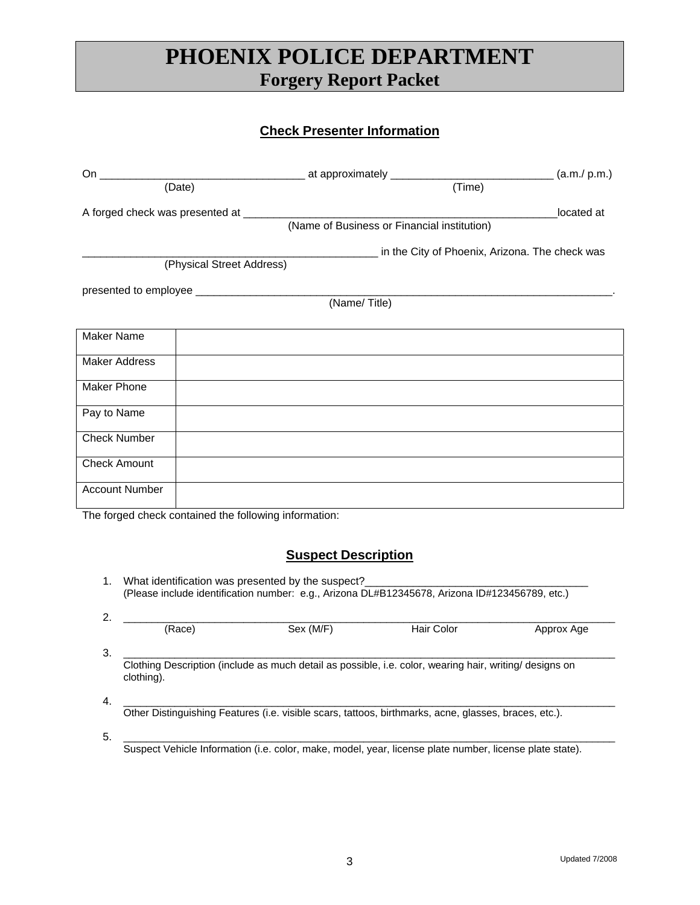# PHOENIX POLICE DEPARTMENT
## Forgery Report Packet

### Check Presenter Information

On __________________________________ at approximately ___________________________ (a.m./ p.m.)
(Date) (Time)

A forged check was presented at _____________________________________________________located at
(Name of Business or Financial institution)

__________________________________________________ in the City of Phoenix, Arizona. The check was
(Physical Street Address)

presented to employee ___________________________________________________________________.
(Name/ Title)

| | |
|---|---|
| Maker Name | |
| Maker Address | |
| Maker Phone | |
| Pay to Name | |
| Check Number | |
| Check Amount | |
| Account Number | |

The forged check contained the following information:

### Suspect Description

1. What identification was presented by the suspect?______________________________________
   (Please include identification number: e.g., Arizona DL#B12345678, Arizona ID#123456789, etc.)

2. ____________________________________________________________________________________
   (Race) Sex (M/F) Hair Color Approx Age

3. ____________________________________________________________________________________
   Clothing Description (include as much detail as possible, i.e. color, wearing hair, writing/ designs on clothing).

4. ____________________________________________________________________________________
   Other Distinguishing Features (i.e. visible scars, tattoos, birthmarks, acne, glasses, braces, etc.).

5. ____________________________________________________________________________________
   Suspect Vehicle Information (i.e. color, make, model, year, license plate number, license plate state).

Updated 7/2008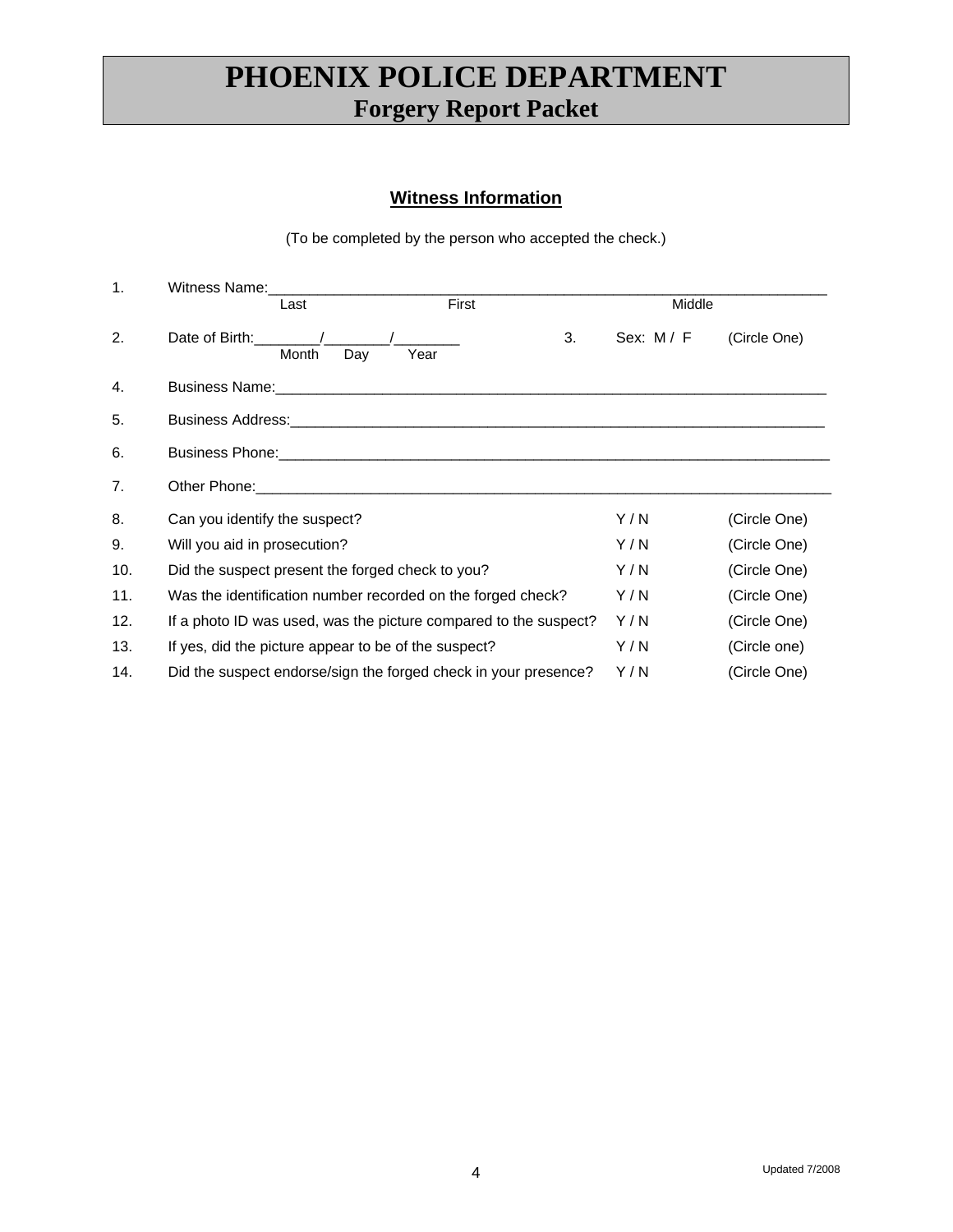# PHOENIX POLICE DEPARTMENT
## Forgery Report Packet

### Witness Information

(To be completed by the person who accepted the check.)

1. Witness Name:______________________________________________
   Last                    First                    Middle

2. Date of Birth:________/________/________
   Month   Day   Year

3. Sex: M / F (Circle One)

4. Business Name:______________________________________________

5. Business Address:______________________________________________

6. Business Phone:______________________________________________

7. Other Phone:______________________________________________

| | | | |
|---|---|---|---|
| 8. | Can you identify the suspect? | Y / N | (Circle One) |
| 9. | Will you aid in prosecution? | Y / N | (Circle One) |
| 10. | Did the suspect present the forged check to you? | Y / N | (Circle One) |
| 11. | Was the identification number recorded on the forged check? | Y / N | (Circle One) |
| 12. | If a photo ID was used, was the picture compared to the suspect? | Y / N | (Circle One) |
| 13. | If yes, did the picture appear to be of the suspect? | Y / N | (Circle one) |
| 14. | Did the suspect endorse/sign the forged check in your presence? | Y / N | (Circle One) |

Updated 7/2008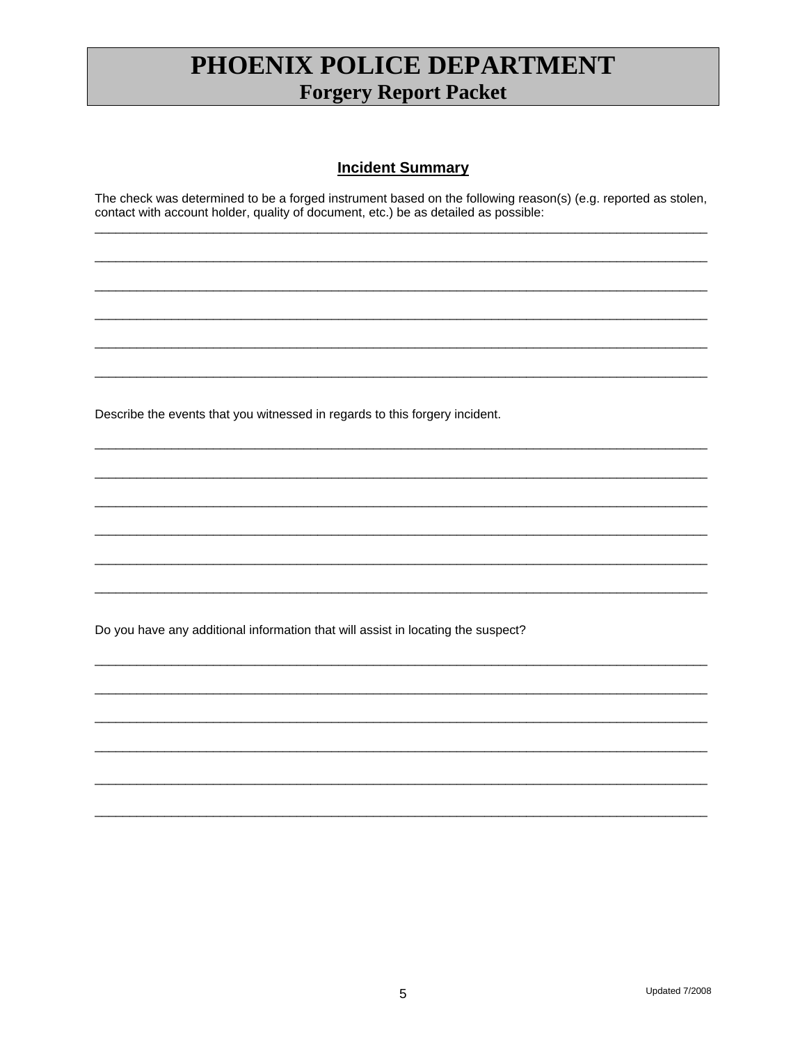# PHOENIX POLICE DEPARTMENT
## Forgery Report Packet

### Incident Summary

The check was determined to be a forged instrument based on the following reason(s) (e.g. reported as stolen, contact with account holder, quality of document, etc.) be as detailed as possible:

____________________________________________________________________________________

____________________________________________________________________________________

____________________________________________________________________________________

____________________________________________________________________________________

____________________________________________________________________________________

____________________________________________________________________________________

Describe the events that you witnessed in regards to this forgery incident.

____________________________________________________________________________________

____________________________________________________________________________________

____________________________________________________________________________________

____________________________________________________________________________________

____________________________________________________________________________________

____________________________________________________________________________________

Do you have any additional information that will assist in locating the suspect?

____________________________________________________________________________________

____________________________________________________________________________________

____________________________________________________________________________________

____________________________________________________________________________________

____________________________________________________________________________________

____________________________________________________________________________________

Updated 7/2008